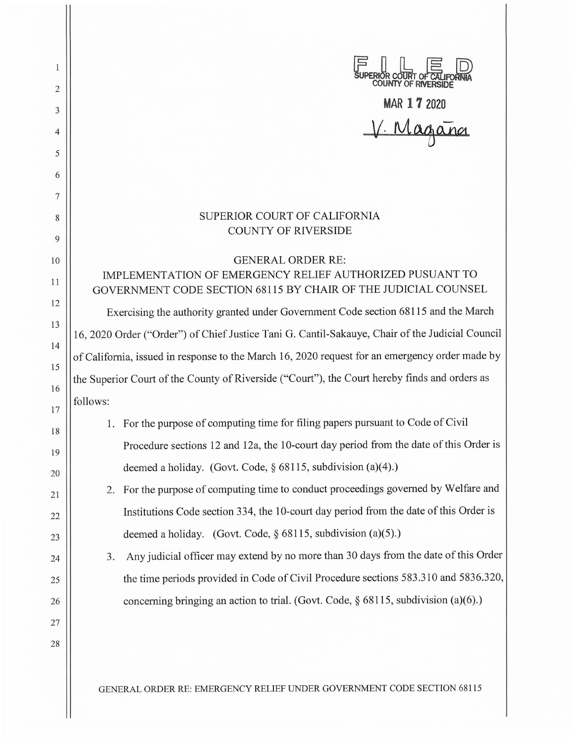FILED
SUPERIOR COURT OF CALIFORNIA
COUNTY OF RIVERSIDE

MAR 17 2020

V. Magaña

SUPERIOR COURT OF CALIFORNIA
COUNTY OF RIVERSIDE

GENERAL ORDER RE:
IMPLEMENTATION OF EMERGENCY RELIEF AUTHORIZED PUSUANT TO GOVERNMENT CODE SECTION 68115 BY CHAIR OF THE JUDICIAL COUNSEL

Exercising the authority granted under Government Code section 68115 and the March 16, 2020 Order ("Order") of Chief Justice Tani G. Cantil-Sakauye, Chair of the Judicial Council of California, issued in response to the March 16, 2020 request for an emergency order made by the Superior Court of the County of Riverside ("Court"), the Court hereby finds and orders as follows:

1. For the purpose of computing time for filing papers pursuant to Code of Civil Procedure sections 12 and 12a, the 10-court day period from the date of this Order is deemed a holiday. (Govt. Code, § 68115, subdivision (a)(4).)
2. For the purpose of computing time to conduct proceedings governed by Welfare and Institutions Code section 334, the 10-court day period from the date of this Order is deemed a holiday. (Govt. Code, § 68115, subdivision (a)(5).)
3. Any judicial officer may extend by no more than 30 days from the date of this Order the time periods provided in Code of Civil Procedure sections 583.310 and 5836.320, concerning bringing an action to trial. (Govt. Code, § 68115, subdivision (a)(6).)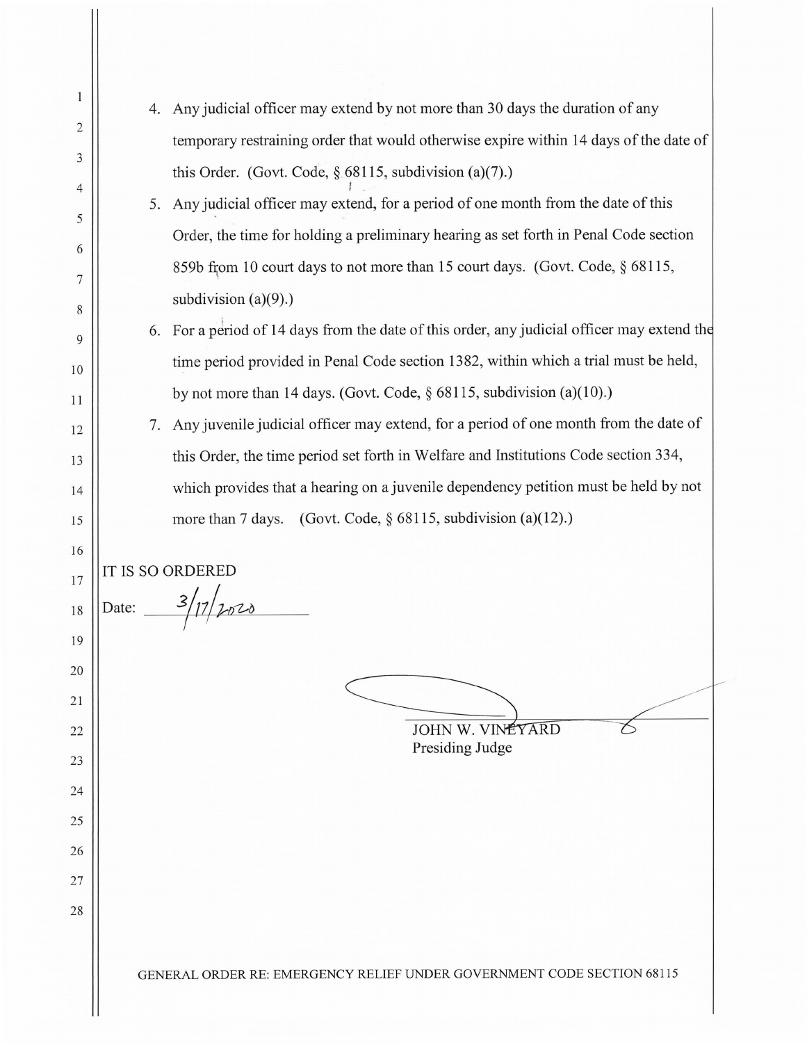4. Any judicial officer may extend by not more than 30 days the duration of any temporary restraining order that would otherwise expire within 14 days of the date of this Order. (Govt. Code, § 68115, subdivision (a)(7).)
5. Any judicial officer may extend, for a period of one month from the date of this Order, the time for holding a preliminary hearing as set forth in Penal Code section 859b from 10 court days to not more than 15 court days. (Govt. Code, § 68115, subdivision (a)(9).)
6. For a period of 14 days from the date of this order, any judicial officer may extend the time period provided in Penal Code section 1382, within which a trial must be held, by not more than 14 days. (Govt. Code, § 68115, subdivision (a)(10).)
7. Any juvenile judicial officer may extend, for a period of one month from the date of this Order, the time period set forth in Welfare and Institutions Code section 334, which provides that a hearing on a juvenile dependency petition must be held by not more than 7 days. (Govt. Code, § 68115, subdivision (a)(12).)

IT IS SO ORDERED

Date: 3/17/2020

JOHN W. VINEYARD
Presiding Judge

GENERAL ORDER RE: EMERGENCY RELIEF UNDER GOVERNMENT CODE SECTION 68115